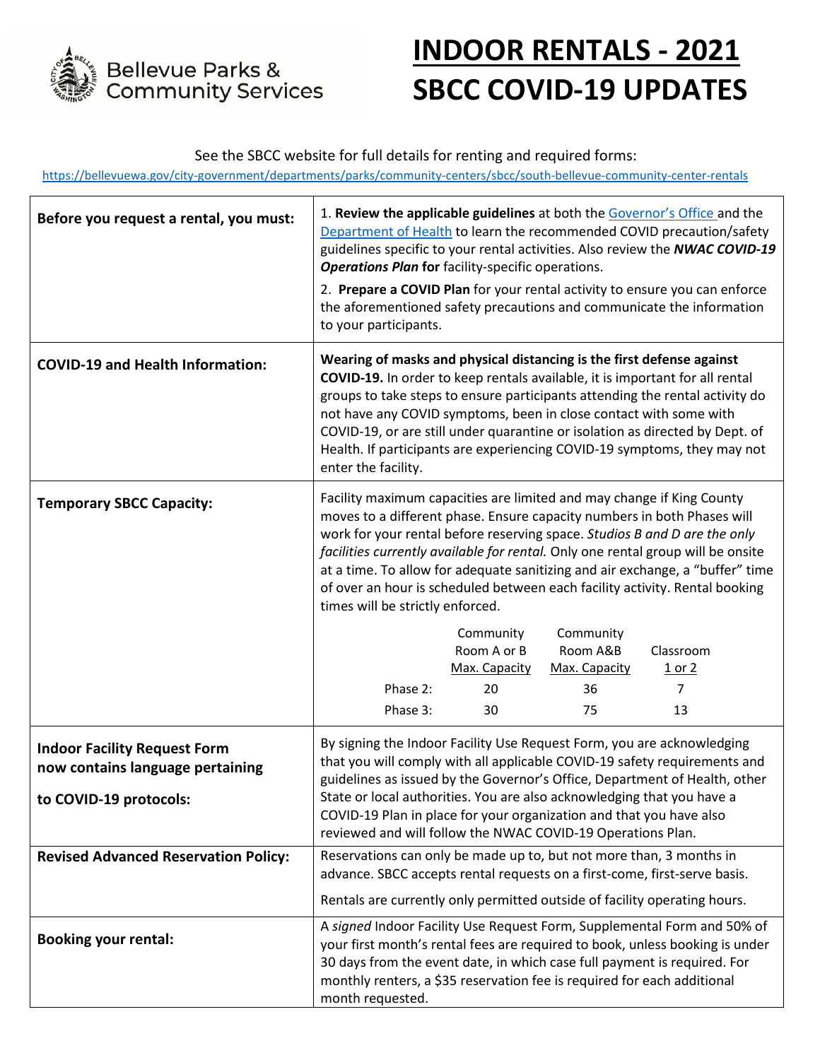# INDOOR RENTALS - 2021

# SBCC COVID-19 UPDATES

Bellevue Parks & Community Services

See the SBCC website for full details for renting and required forms:

https://bellevuewa.gov/city-government/departments/parks/community-centers/sbcc/south-bellevue-community-center-rentals

| | |
|---|---|
| **Before you request a rental, you must:** | 1. **Review the applicable guidelines** at both the Governor's Office and the Department of Health to learn the recommended COVID precaution/safety guidelines specific to your rental activities. Also review the ***NWAC COVID-19 Operations Plan*** **for** facility-specific operations.<br><br>2. **Prepare a COVID Plan** for your rental activity to ensure you can enforce the aforementioned safety precautions and communicate the information to your participants. |
| **COVID-19 and Health Information:** | **Wearing of masks and physical distancing is the first defense against COVID-19.** In order to keep rentals available, it is important for all rental groups to take steps to ensure participants attending the rental activity do not have any COVID symptoms, been in close contact with some with COVID-19, or are still under quarantine or isolation as directed by Dept. of Health. If participants are experiencing COVID-19 symptoms, they may not enter the facility. |
| **Temporary SBCC Capacity:** | Facility maximum capacities are limited and may change if King County moves to a different phase. Ensure capacity numbers in both Phases will work for your rental before reserving space. *Studios B and D are the only facilities currently available for rental.* Only one rental group will be onsite at a time. To allow for adequate sanitizing and air exchange, a "buffer" time of over an hour is scheduled between each facility activity. Rental booking times will be strictly enforced.<br><br>(see capacity table below) |
| **Indoor Facility Request Form now contains language pertaining to COVID-19 protocols:** | By signing the Indoor Facility Use Request Form, you are acknowledging that you will comply with all applicable COVID-19 safety requirements and guidelines as issued by the Governor's Office, Department of Health, other State or local authorities. You are also acknowledging that you have a COVID-19 Plan in place for your organization and that you have also reviewed and will follow the NWAC COVID-19 Operations Plan. |
| **Revised Advanced Reservation Policy:** | Reservations can only be made up to, but not more than, 3 months in advance. SBCC accepts rental requests on a first-come, first-serve basis.<br><br>Rentals are currently only permitted outside of facility operating hours. |
| **Booking your rental:** | A *signed* Indoor Facility Use Request Form, Supplemental Form and 50% of your first month's rental fees are required to book, unless booking is under 30 days from the event date, in which case full payment is required. For monthly renters, a $35 reservation fee is required for each additional month requested. |

**Temporary SBCC Capacity:**

| | Community Room A or B Max. Capacity | Community Room A&B Max. Capacity | Classroom 1 or 2 |
|---|---|---|---|
| Phase 2: | 20 | 36 | 7 |
| Phase 3: | 30 | 75 | 13 |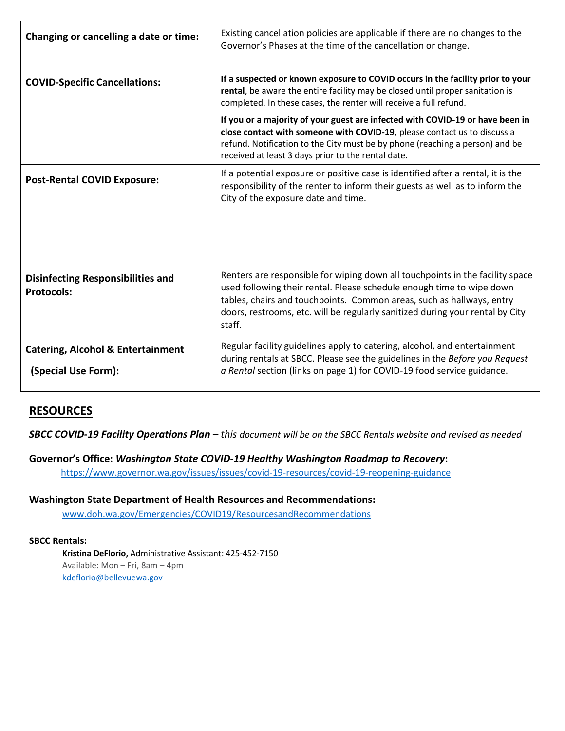| | |
|---|---|
| **Changing or cancelling a date or time:** | Existing cancellation policies are applicable if there are no changes to the Governor's Phases at the time of the cancellation or change. |
| **COVID-Specific Cancellations:** | **If a suspected or known exposure to COVID occurs in the facility prior to your rental**, be aware the entire facility may be closed until proper sanitation is completed. In these cases, the renter will receive a full refund.<br><br>**If you or a majority of your guest are infected with COVID-19 or have been in close contact with someone with COVID-19,** please contact us to discuss a refund. Notification to the City must be by phone (reaching a person) and be received at least 3 days prior to the rental date. |
| **Post-Rental COVID Exposure:** | If a potential exposure or positive case is identified after a rental, it is the responsibility of the renter to inform their guests as well as to inform the City of the exposure date and time. |
| **Disinfecting Responsibilities and Protocols:** | Renters are responsible for wiping down all touchpoints in the facility space used following their rental. Please schedule enough time to wipe down tables, chairs and touchpoints. Common areas, such as hallways, entry doors, restrooms, etc. will be regularly sanitized during your rental by City staff. |
| **Catering, Alcohol & Entertainment (Special Use Form):** | Regular facility guidelines apply to catering, alcohol, and entertainment during rentals at SBCC. Please see the guidelines in the *Before you Request a Rental* section (links on page 1) for COVID-19 food service guidance. |

## RESOURCES

***SBCC COVID-19 Facility Operations Plan*** *– this document will be on the SBCC Rentals website and revised as needed*

**Governor's Office: *Washington State COVID-19 Healthy Washington Roadmap to Recovery*:**

https://www.governor.wa.gov/issues/issues/covid-19-resources/covid-19-reopening-guidance

**Washington State Department of Health Resources and Recommendations:**

www.doh.wa.gov/Emergencies/COVID19/ResourcesandRecommendations

**SBCC Rentals:**

**Kristina DeFlorio,** Administrative Assistant: 425-452-7150
Available: Mon – Fri, 8am – 4pm
kdeflorio@bellevuewa.gov